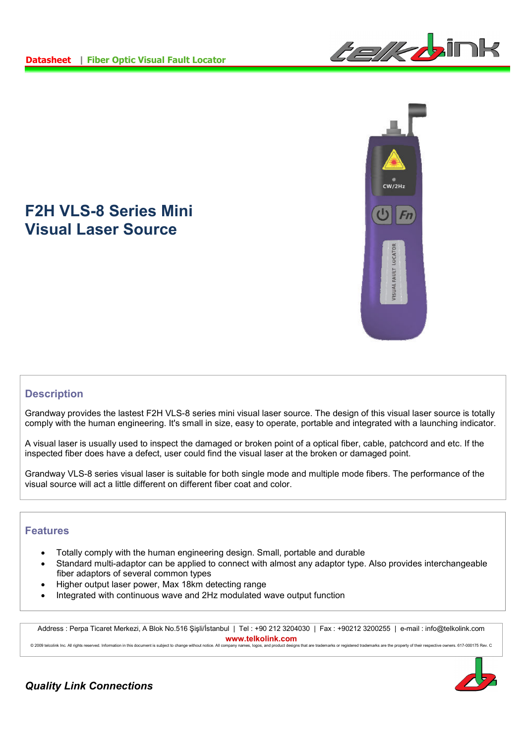**Datasheet** | **Fiber Optic Visual Fault Locator**

# F2H VLS-8 Series Mini Visual Laser Source

## Description

Grandway provides the lastest F2H VLS-8 series mini visual laser source. The design of this visual laser source is totally comply with the human engineering. It's small in size, easy to operate, portable and integrated with a launching indicator.

A visual laser is usually used to inspect the damaged or broken point of a optical fiber, cable, patchcord and etc. If the inspected fiber does have a defect, user could find the visual laser at the broken or damaged point.

Grandway VLS-8 series visual laser is suitable for both single mode and multiple mode fibers. The performance of the visual source will act a little different on different fiber coat and color.

## Features

- Totally comply with the human engineering design. Small, portable and durable
- Standard multi-adaptor can be applied to connect with almost any adaptor type. Also provides interchangeable fiber adaptors of several common types
- Higher output laser power, Max 18km detecting range
- Integrated with continuous wave and 2Hz modulated wave output function

Address : Perpa Ticaret Merkezi, A Blok No.516 Şişli/İstanbul | Tel : +90 212 3204030 | Fax : +90212 3200255 | e-mail : info@telkolink.com
www.telkolink.com
© 2009 telcolink Inc. All rights reserved. Information in this document is subject to change without notice. All company names, logos, and product designs that are trademarks or registered trademarks are the property of their respective owners. 617-000175 Rev. C

***Quality Link Connections***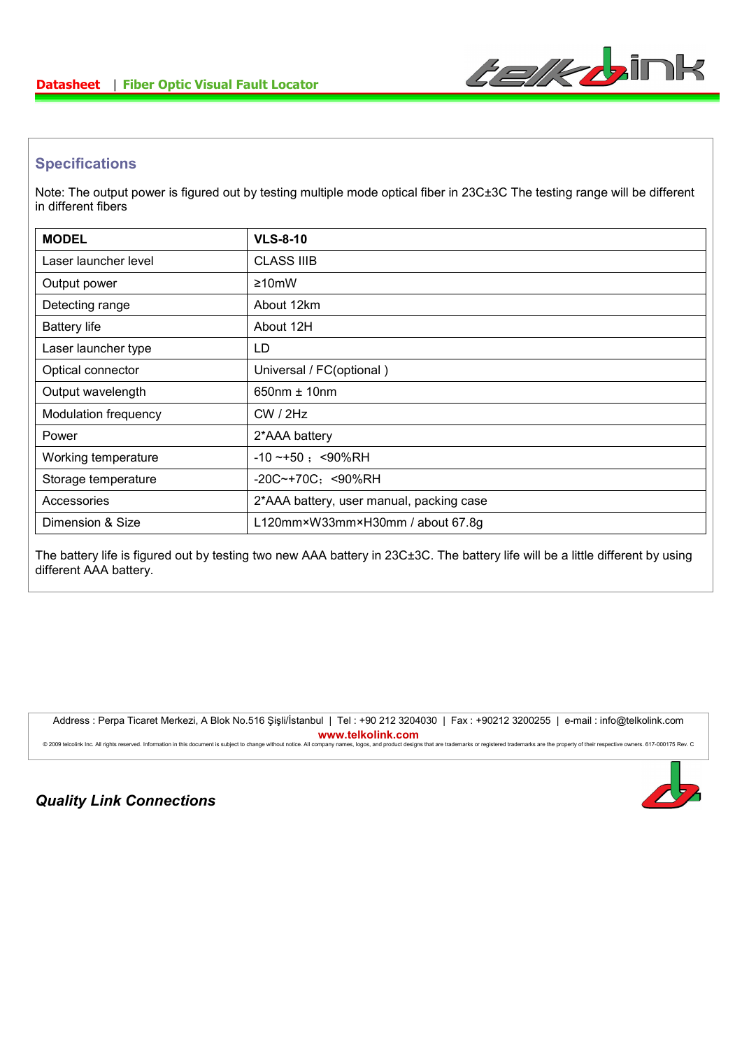## Specifications

Note: The output power is figured out by testing multiple mode optical fiber in 23C±3C The testing range will be different in different fibers

| MODEL | VLS-8-10 |
|---|---|
| Laser launcher level | CLASS IIIB |
| Output power | ≥10mW |
| Detecting range | About 12km |
| Battery life | About 12H |
| Laser launcher type | LD |
| Optical connector | Universal / FC(optional ) |
| Output wavelength | 650nm ± 10nm |
| Modulation frequency | CW / 2Hz |
| Power | 2*AAA battery |
| Working temperature | -10 ~+50； <90%RH |
| Storage temperature | -20C~+70C； <90%RH |
| Accessories | 2*AAA battery, user manual, packing case |
| Dimension & Size | L120mm×W33mm×H30mm / about 67.8g |

The battery life is figured out by testing two new AAA battery in 23C±3C. The battery life will be a little different by using different AAA battery.

Address : Perpa Ticaret Merkezi, A Blok No.516 Şişli/İstanbul | Tel : +90 212 3204030 | Fax : +90212 3200255 | e-mail : info@telkolink.com

www.telkolink.com

© 2009 telcolink Inc. All rights reserved. Information in this document is subject to change without notice. All company names, logos, and product designs that are trademarks or registered trademarks are the property of their respective owners. 617-000175 Rev. C

***Quality Link Connections***